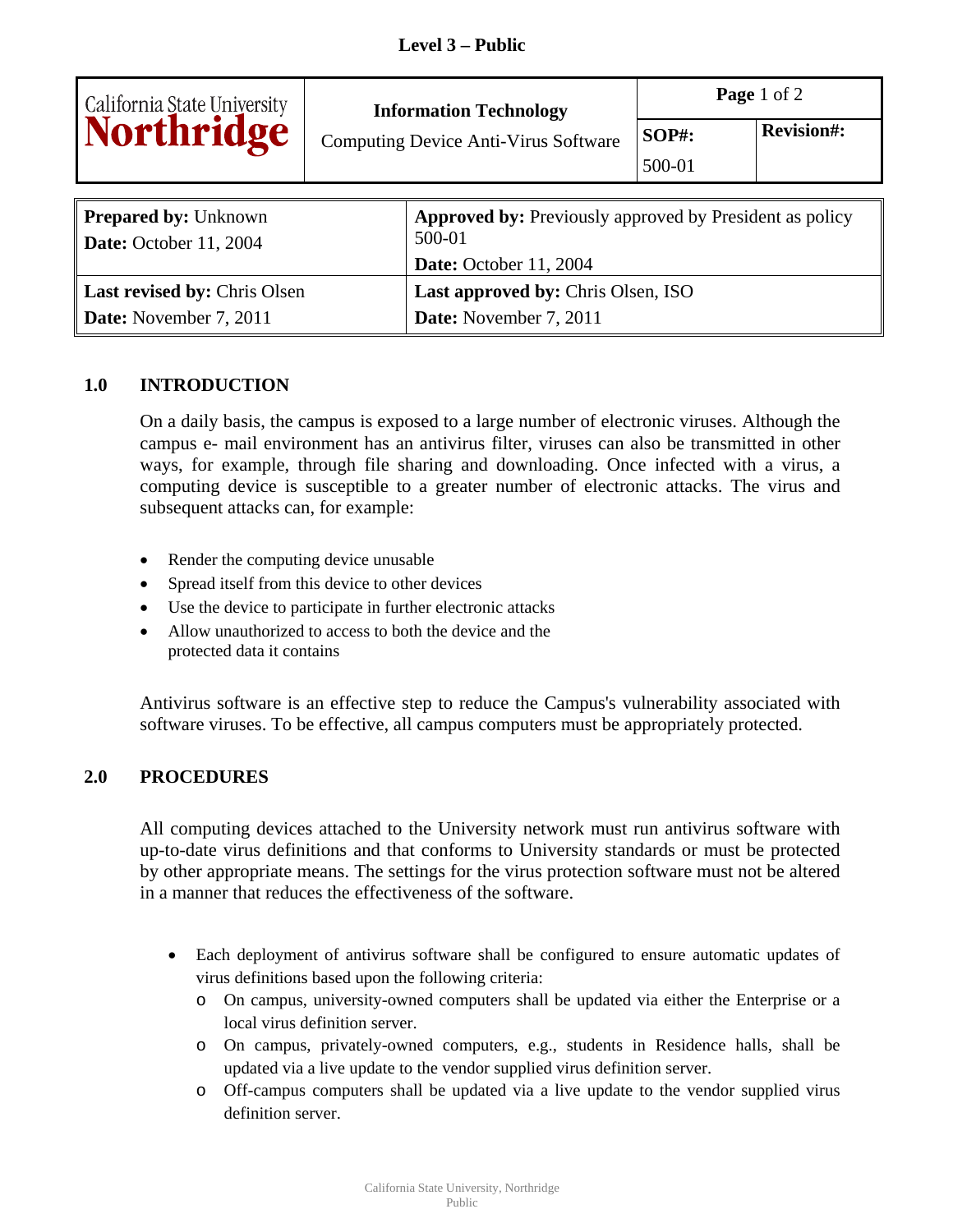**Level 3 – Public**

| California State University Northridge | **Information Technology** Computing Device Anti-Virus Software | **Page** 1 of 2 | |
|---|---|---|---|
| | | **SOP#:** 500-01 | **Revision#:** |

| | |
|---|---|
| **Prepared by:** Unknown<br>**Date:** October 11, 2004 | **Approved by:** Previously approved by President as policy 500-01<br>**Date:** October 11, 2004 |
| **Last revised by:** Chris Olsen<br>**Date:** November 7, 2011 | **Last approved by:** Chris Olsen, ISO<br>**Date:** November 7, 2011 |

## 1.0 INTRODUCTION

On a daily basis, the campus is exposed to a large number of electronic viruses. Although the campus e- mail environment has an antivirus filter, viruses can also be transmitted in other ways, for example, through file sharing and downloading. Once infected with a virus, a computing device is susceptible to a greater number of electronic attacks. The virus and subsequent attacks can, for example:

- Render the computing device unusable
- Spread itself from this device to other devices
- Use the device to participate in further electronic attacks
- Allow unauthorized to access to both the device and the protected data it contains

Antivirus software is an effective step to reduce the Campus's vulnerability associated with software viruses. To be effective, all campus computers must be appropriately protected.

## 2.0 PROCEDURES

All computing devices attached to the University network must run antivirus software with up-to-date virus definitions and that conforms to University standards or must be protected by other appropriate means. The settings for the virus protection software must not be altered in a manner that reduces the effectiveness of the software.

- Each deployment of antivirus software shall be configured to ensure automatic updates of virus definitions based upon the following criteria:
  - On campus, university-owned computers shall be updated via either the Enterprise or a local virus definition server.
  - On campus, privately-owned computers, e.g., students in Residence halls, shall be updated via a live update to the vendor supplied virus definition server.
  - Off-campus computers shall be updated via a live update to the vendor supplied virus definition server.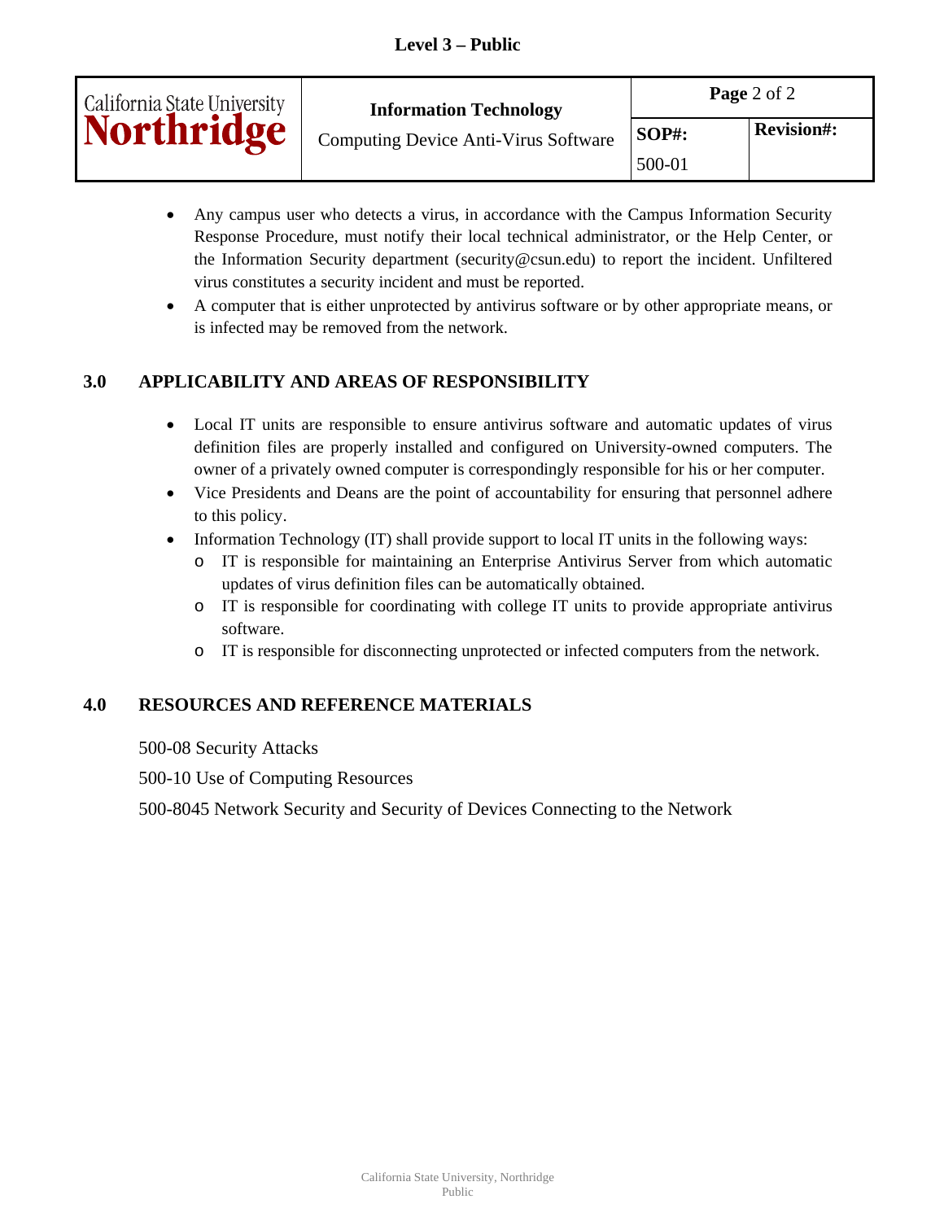- Any campus user who detects a virus, in accordance with the Campus Information Security Response Procedure, must notify their local technical administrator, or the Help Center, or the Information Security department (security@csun.edu) to report the incident. Unfiltered virus constitutes a security incident and must be reported.
- A computer that is either unprotected by antivirus software or by other appropriate means, or is infected may be removed from the network.

## 3.0 APPLICABILITY AND AREAS OF RESPONSIBILITY

- Local IT units are responsible to ensure antivirus software and automatic updates of virus definition files are properly installed and configured on University-owned computers. The owner of a privately owned computer is correspondingly responsible for his or her computer.
- Vice Presidents and Deans are the point of accountability for ensuring that personnel adhere to this policy.
- Information Technology (IT) shall provide support to local IT units in the following ways:
  - IT is responsible for maintaining an Enterprise Antivirus Server from which automatic updates of virus definition files can be automatically obtained.
  - IT is responsible for coordinating with college IT units to provide appropriate antivirus software.
  - IT is responsible for disconnecting unprotected or infected computers from the network.

## 4.0 RESOURCES AND REFERENCE MATERIALS

500-08 Security Attacks

500-10 Use of Computing Resources

500-8045 Network Security and Security of Devices Connecting to the Network